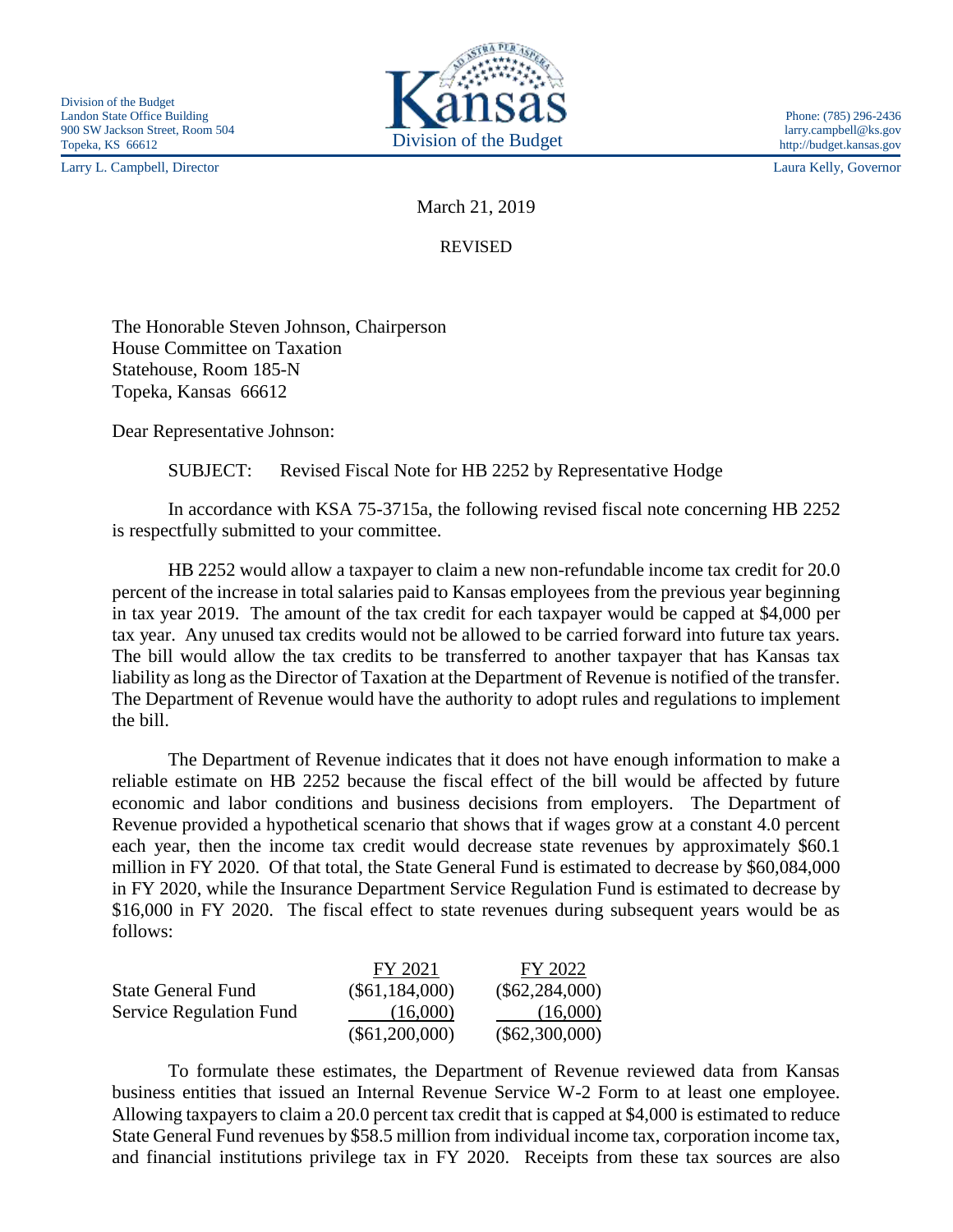Division of the Budget
Landon State Office Building
900 SW Jackson Street, Room 504
Topeka, KS 66612

Kansas
Division of the Budget

Phone: (785) 296-2436
larry.campbell@ks.gov
http://budget.kansas.gov

Larry L. Campbell, Director

Laura Kelly, Governor

March 21, 2019

REVISED

The Honorable Steven Johnson, Chairperson
House Committee on Taxation
Statehouse, Room 185-N
Topeka, Kansas 66612

Dear Representative Johnson:

SUBJECT: Revised Fiscal Note for HB 2252 by Representative Hodge

In accordance with KSA 75-3715a, the following revised fiscal note concerning HB 2252 is respectfully submitted to your committee.

HB 2252 would allow a taxpayer to claim a new non-refundable income tax credit for 20.0 percent of the increase in total salaries paid to Kansas employees from the previous year beginning in tax year 2019. The amount of the tax credit for each taxpayer would be capped at $4,000 per tax year. Any unused tax credits would not be allowed to be carried forward into future tax years. The bill would allow the tax credits to be transferred to another taxpayer that has Kansas tax liability as long as the Director of Taxation at the Department of Revenue is notified of the transfer. The Department of Revenue would have the authority to adopt rules and regulations to implement the bill.

The Department of Revenue indicates that it does not have enough information to make a reliable estimate on HB 2252 because the fiscal effect of the bill would be affected by future economic and labor conditions and business decisions from employers. The Department of Revenue provided a hypothetical scenario that shows that if wages grow at a constant 4.0 percent each year, then the income tax credit would decrease state revenues by approximately $60.1 million in FY 2020. Of that total, the State General Fund is estimated to decrease by $60,084,000 in FY 2020, while the Insurance Department Service Regulation Fund is estimated to decrease by $16,000 in FY 2020. The fiscal effect to state revenues during subsequent years would be as follows:

| | FY 2021 | FY 2022 |
|---|---|---|
| State General Fund | ($61,184,000) | ($62,284,000) |
| Service Regulation Fund | (16,000) | (16,000) |
| | ($61,200,000) | ($62,300,000) |

To formulate these estimates, the Department of Revenue reviewed data from Kansas business entities that issued an Internal Revenue Service W-2 Form to at least one employee. Allowing taxpayers to claim a 20.0 percent tax credit that is capped at $4,000 is estimated to reduce State General Fund revenues by $58.5 million from individual income tax, corporation income tax, and financial institutions privilege tax in FY 2020. Receipts from these tax sources are also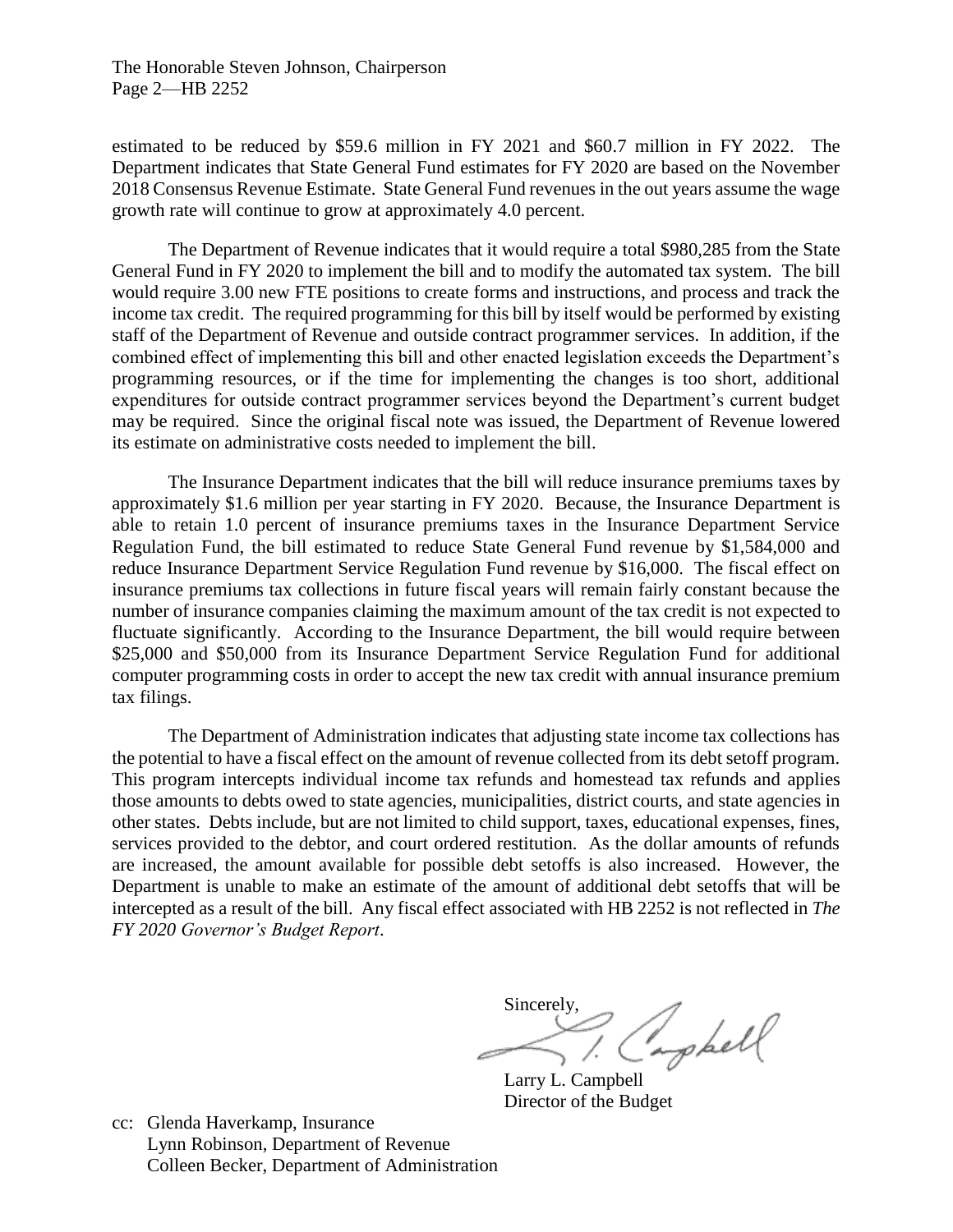estimated to be reduced by $59.6 million in FY 2021 and $60.7 million in FY 2022. The Department indicates that State General Fund estimates for FY 2020 are based on the November 2018 Consensus Revenue Estimate. State General Fund revenues in the out years assume the wage growth rate will continue to grow at approximately 4.0 percent.

The Department of Revenue indicates that it would require a total $980,285 from the State General Fund in FY 2020 to implement the bill and to modify the automated tax system. The bill would require 3.00 new FTE positions to create forms and instructions, and process and track the income tax credit. The required programming for this bill by itself would be performed by existing staff of the Department of Revenue and outside contract programmer services. In addition, if the combined effect of implementing this bill and other enacted legislation exceeds the Department's programming resources, or if the time for implementing the changes is too short, additional expenditures for outside contract programmer services beyond the Department's current budget may be required. Since the original fiscal note was issued, the Department of Revenue lowered its estimate on administrative costs needed to implement the bill.

The Insurance Department indicates that the bill will reduce insurance premiums taxes by approximately $1.6 million per year starting in FY 2020. Because, the Insurance Department is able to retain 1.0 percent of insurance premiums taxes in the Insurance Department Service Regulation Fund, the bill estimated to reduce State General Fund revenue by $1,584,000 and reduce Insurance Department Service Regulation Fund revenue by $16,000. The fiscal effect on insurance premiums tax collections in future fiscal years will remain fairly constant because the number of insurance companies claiming the maximum amount of the tax credit is not expected to fluctuate significantly. According to the Insurance Department, the bill would require between $25,000 and $50,000 from its Insurance Department Service Regulation Fund for additional computer programming costs in order to accept the new tax credit with annual insurance premium tax filings.

The Department of Administration indicates that adjusting state income tax collections has the potential to have a fiscal effect on the amount of revenue collected from its debt setoff program. This program intercepts individual income tax refunds and homestead tax refunds and applies those amounts to debts owed to state agencies, municipalities, district courts, and state agencies in other states. Debts include, but are not limited to child support, taxes, educational expenses, fines, services provided to the debtor, and court ordered restitution. As the dollar amounts of refunds are increased, the amount available for possible debt setoffs is also increased. However, the Department is unable to make an estimate of the amount of additional debt setoffs that will be intercepted as a result of the bill. Any fiscal effect associated with HB 2252 is not reflected in *The FY 2020 Governor's Budget Report*.

Sincerely,

Larry L. Campbell
Director of the Budget

cc: Glenda Haverkamp, Insurance
Lynn Robinson, Department of Revenue
Colleen Becker, Department of Administration